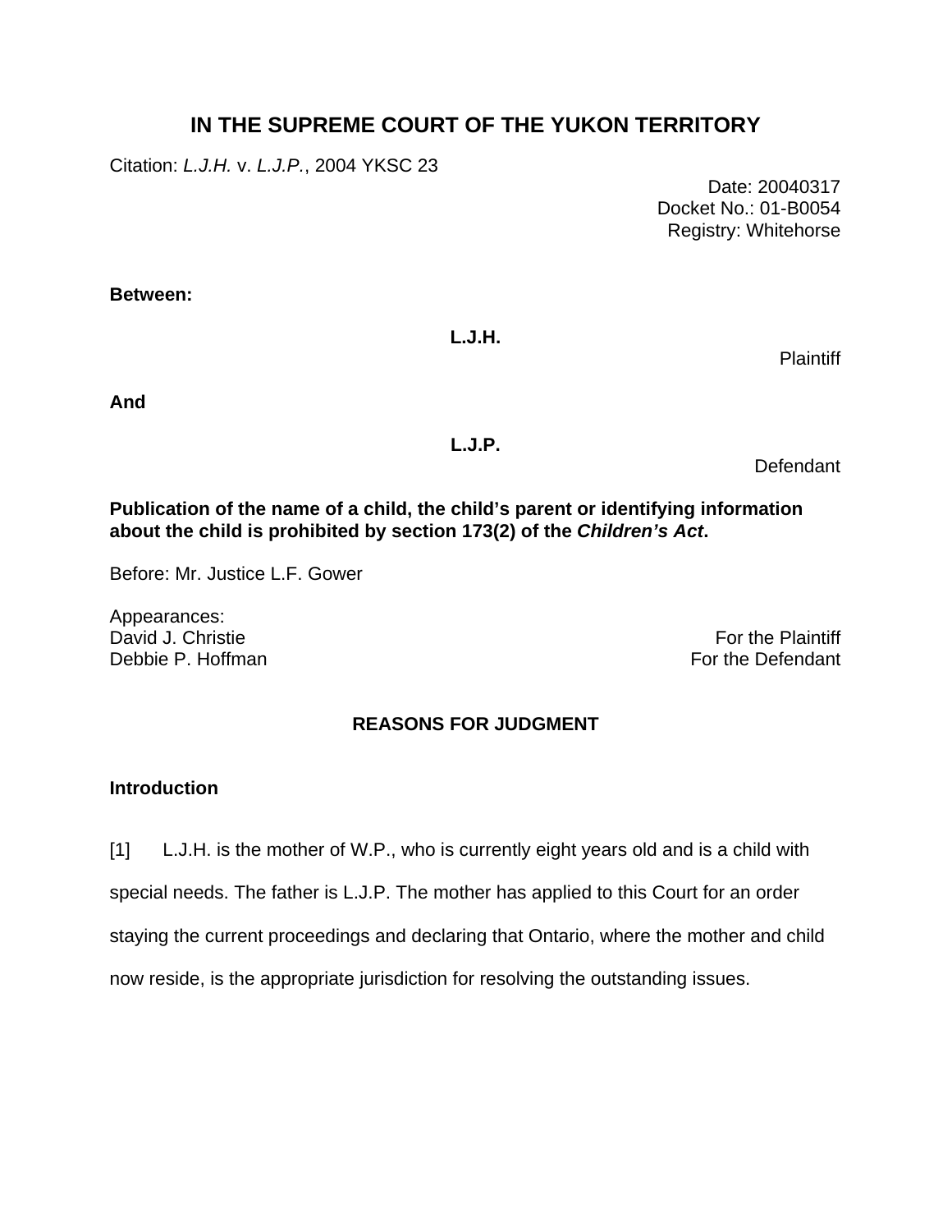# IN THE SUPREME COURT OF THE YUKON TERRITORY

Citation: *L.J.H.* v. *L.J.P.*, 2004 YKSC 23

Date: 20040317
Docket No.: 01-B0054
Registry: Whitehorse

**Between:**

**L.J.H.**

Plaintiff

**And**

**L.J.P.**

Defendant

**Publication of the name of a child, the child's parent or identifying information about the child is prohibited by section 173(2) of the *Children's Act*.**

Before: Mr. Justice L.F. Gower

Appearances:
David J. Christie — For the Plaintiff
Debbie P. Hoffman — For the Defendant

## REASONS FOR JUDGMENT

### Introduction

[1] L.J.H. is the mother of W.P., who is currently eight years old and is a child with special needs. The father is L.J.P. The mother has applied to this Court for an order staying the current proceedings and declaring that Ontario, where the mother and child now reside, is the appropriate jurisdiction for resolving the outstanding issues.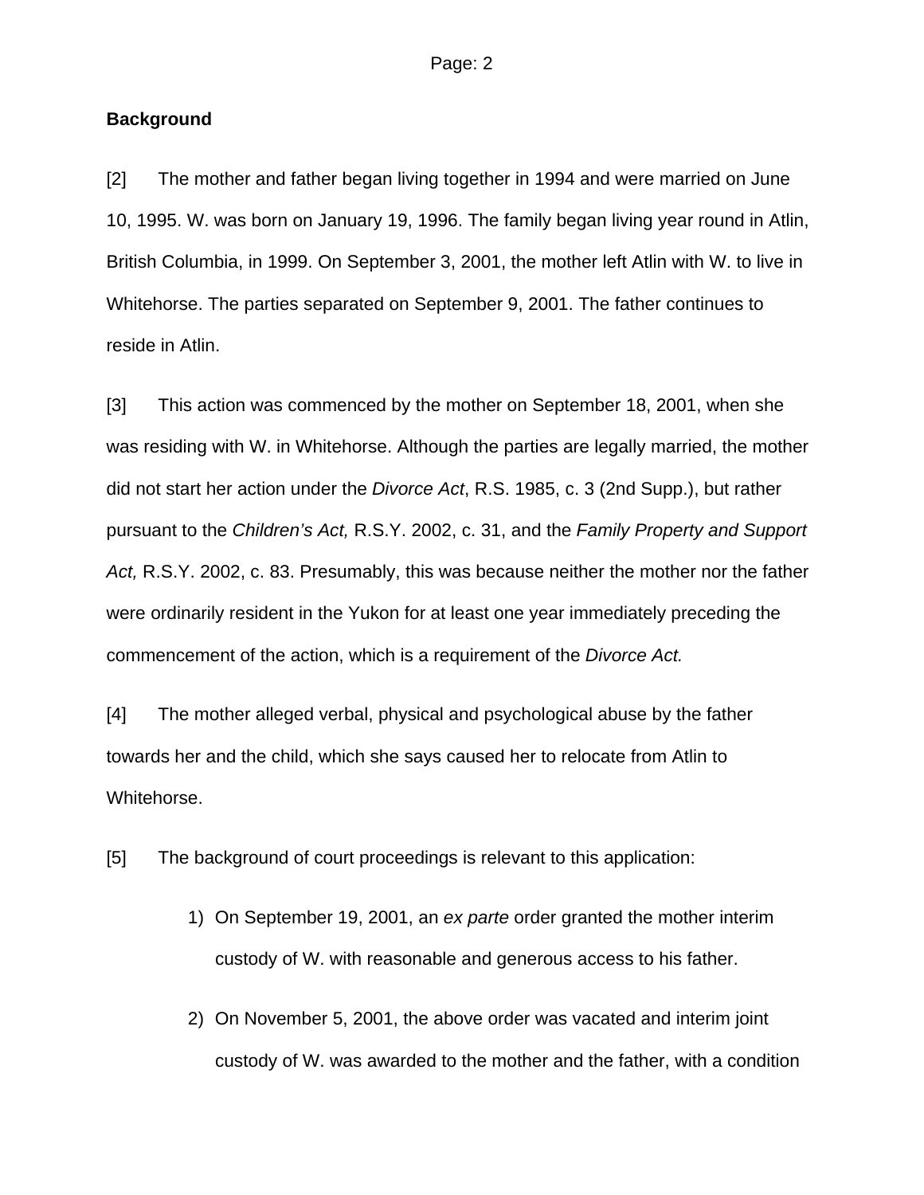**Background**

[2] The mother and father began living together in 1994 and were married on June 10, 1995. W. was born on January 19, 1996. The family began living year round in Atlin, British Columbia, in 1999. On September 3, 2001, the mother left Atlin with W. to live in Whitehorse. The parties separated on September 9, 2001. The father continues to reside in Atlin.

[3] This action was commenced by the mother on September 18, 2001, when she was residing with W. in Whitehorse. Although the parties are legally married, the mother did not start her action under the *Divorce Act*, R.S. 1985, c. 3 (2nd Supp.), but rather pursuant to the *Children's Act,* R.S.Y. 2002, c. 31, and the *Family Property and Support Act,* R.S.Y. 2002, c. 83. Presumably, this was because neither the mother nor the father were ordinarily resident in the Yukon for at least one year immediately preceding the commencement of the action, which is a requirement of the *Divorce Act.*

[4] The mother alleged verbal, physical and psychological abuse by the father towards her and the child, which she says caused her to relocate from Atlin to Whitehorse.

[5] The background of court proceedings is relevant to this application:

1) On September 19, 2001, an *ex parte* order granted the mother interim custody of W. with reasonable and generous access to his father.

2) On November 5, 2001, the above order was vacated and interim joint custody of W. was awarded to the mother and the father, with a condition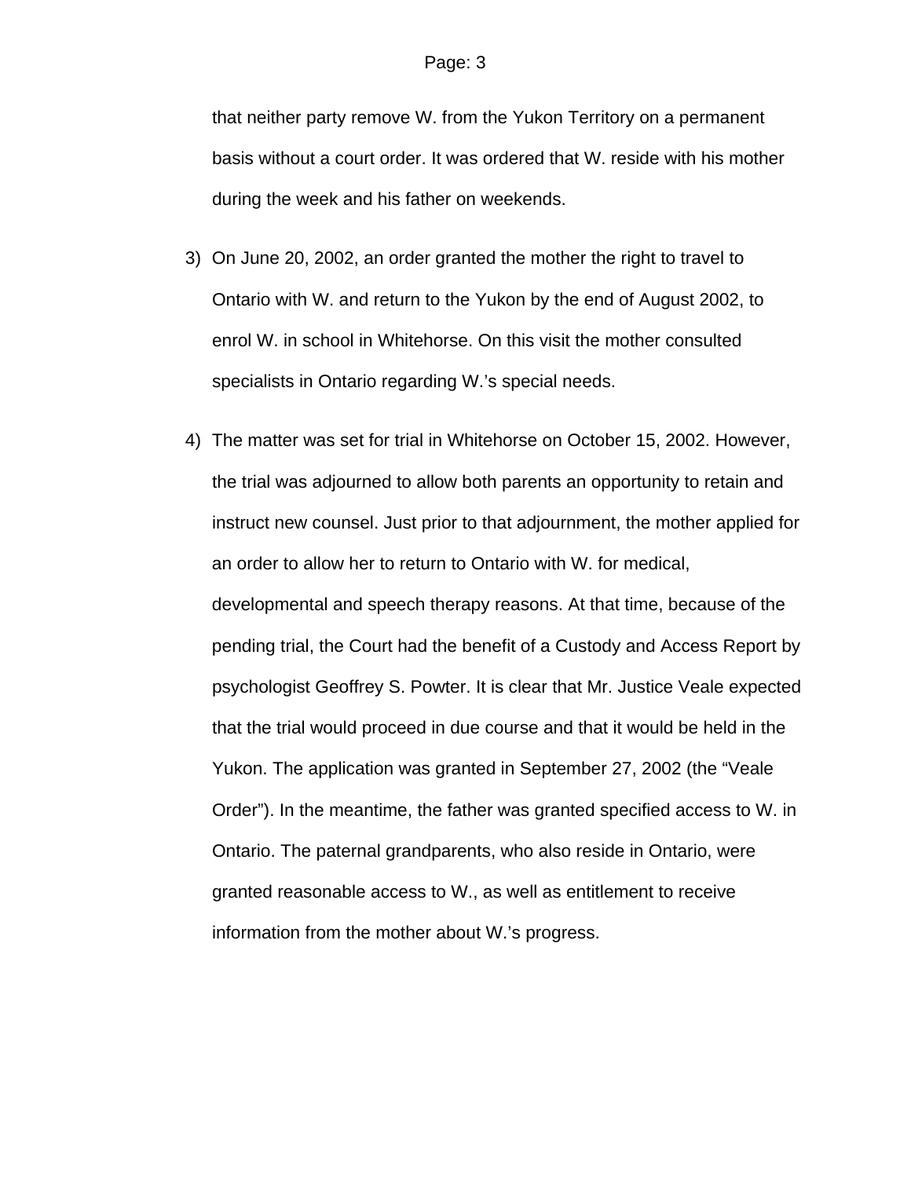that neither party remove W. from the Yukon Territory on a permanent basis without a court order. It was ordered that W. reside with his mother during the week and his father on weekends.

3) On June 20, 2002, an order granted the mother the right to travel to Ontario with W. and return to the Yukon by the end of August 2002, to enrol W. in school in Whitehorse. On this visit the mother consulted specialists in Ontario regarding W.'s special needs.

4) The matter was set for trial in Whitehorse on October 15, 2002. However, the trial was adjourned to allow both parents an opportunity to retain and instruct new counsel. Just prior to that adjournment, the mother applied for an order to allow her to return to Ontario with W. for medical, developmental and speech therapy reasons. At that time, because of the pending trial, the Court had the benefit of a Custody and Access Report by psychologist Geoffrey S. Powter. It is clear that Mr. Justice Veale expected that the trial would proceed in due course and that it would be held in the Yukon. The application was granted in September 27, 2002 (the "Veale Order"). In the meantime, the father was granted specified access to W. in Ontario. The paternal grandparents, who also reside in Ontario, were granted reasonable access to W., as well as entitlement to receive information from the mother about W.'s progress.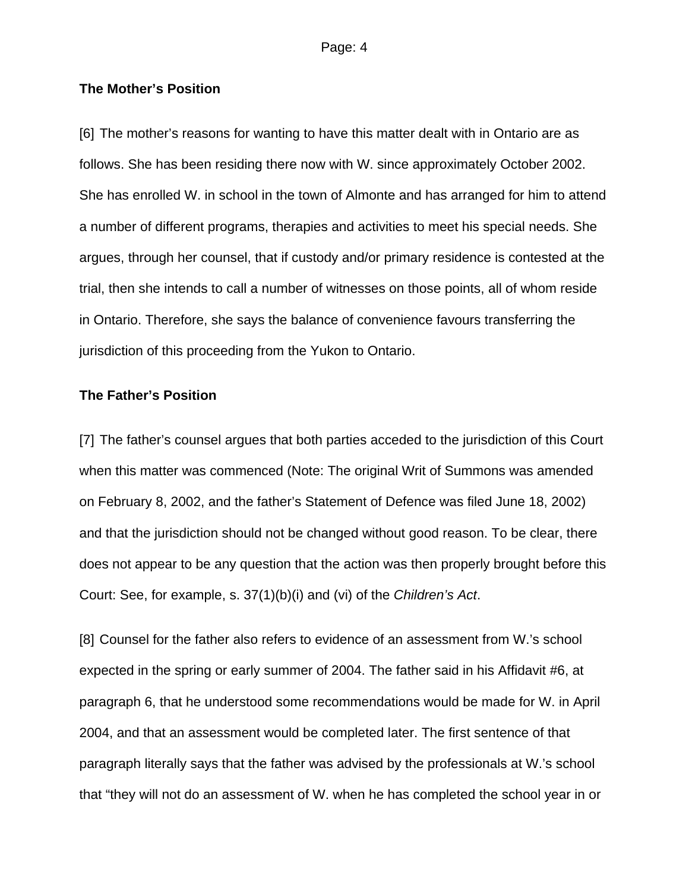**The Mother's Position**

[6] The mother's reasons for wanting to have this matter dealt with in Ontario are as follows. She has been residing there now with W. since approximately October 2002. She has enrolled W. in school in the town of Almonte and has arranged for him to attend a number of different programs, therapies and activities to meet his special needs. She argues, through her counsel, that if custody and/or primary residence is contested at the trial, then she intends to call a number of witnesses on those points, all of whom reside in Ontario. Therefore, she says the balance of convenience favours transferring the jurisdiction of this proceeding from the Yukon to Ontario.

**The Father's Position**

[7] The father's counsel argues that both parties acceded to the jurisdiction of this Court when this matter was commenced (Note: The original Writ of Summons was amended on February 8, 2002, and the father's Statement of Defence was filed June 18, 2002) and that the jurisdiction should not be changed without good reason. To be clear, there does not appear to be any question that the action was then properly brought before this Court: See, for example, s. 37(1)(b)(i) and (vi) of the *Children's Act*.

[8] Counsel for the father also refers to evidence of an assessment from W.'s school expected in the spring or early summer of 2004. The father said in his Affidavit #6, at paragraph 6, that he understood some recommendations would be made for W. in April 2004, and that an assessment would be completed later. The first sentence of that paragraph literally says that the father was advised by the professionals at W.'s school that "they will not do an assessment of W. when he has completed the school year in or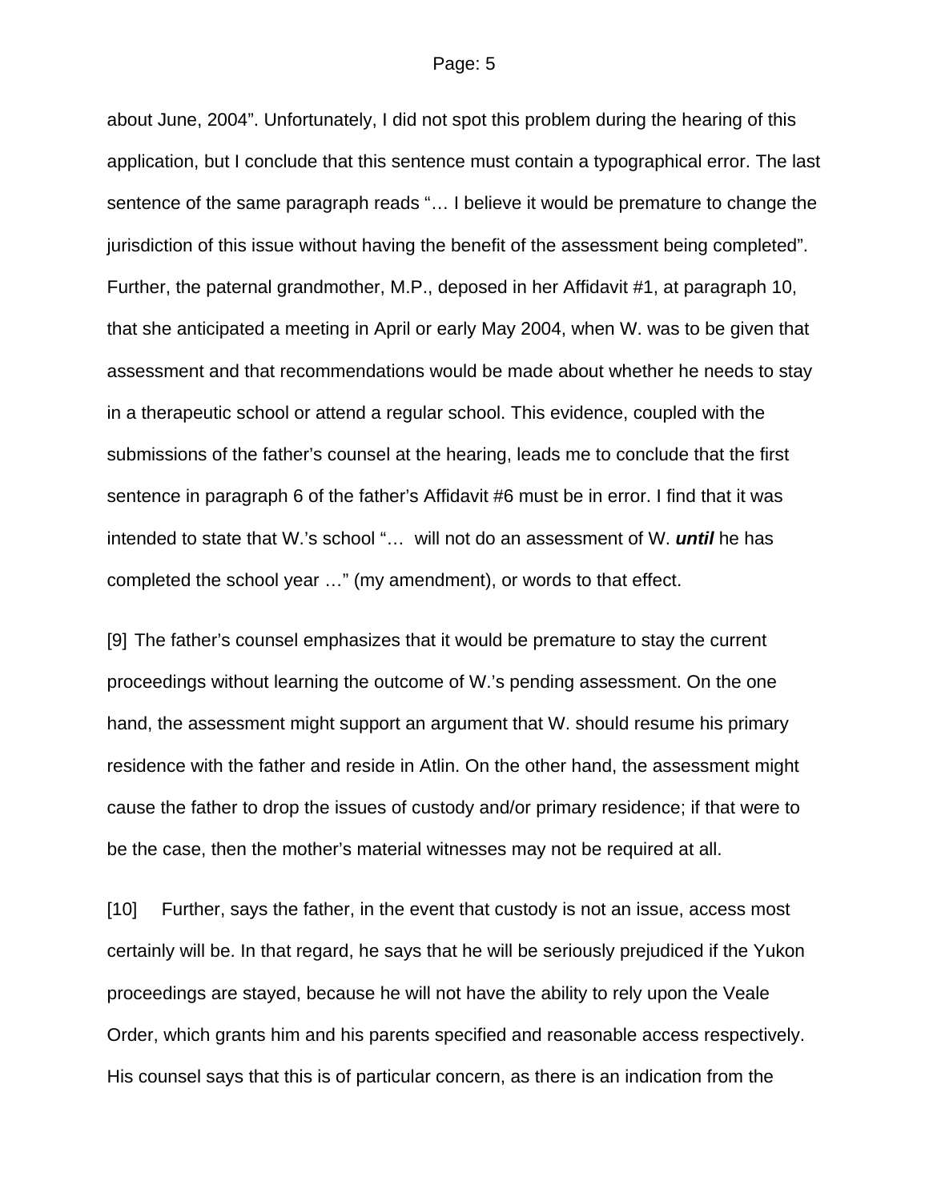about June, 2004". Unfortunately, I did not spot this problem during the hearing of this application, but I conclude that this sentence must contain a typographical error. The last sentence of the same paragraph reads "… I believe it would be premature to change the jurisdiction of this issue without having the benefit of the assessment being completed". Further, the paternal grandmother, M.P., deposed in her Affidavit #1, at paragraph 10, that she anticipated a meeting in April or early May 2004, when W. was to be given that assessment and that recommendations would be made about whether he needs to stay in a therapeutic school or attend a regular school. This evidence, coupled with the submissions of the father's counsel at the hearing, leads me to conclude that the first sentence in paragraph 6 of the father's Affidavit #6 must be in error. I find that it was intended to state that W.'s school "… will not do an assessment of W. ***until*** he has completed the school year …" (my amendment), or words to that effect.

[9] The father's counsel emphasizes that it would be premature to stay the current proceedings without learning the outcome of W.'s pending assessment. On the one hand, the assessment might support an argument that W. should resume his primary residence with the father and reside in Atlin. On the other hand, the assessment might cause the father to drop the issues of custody and/or primary residence; if that were to be the case, then the mother's material witnesses may not be required at all.

[10] Further, says the father, in the event that custody is not an issue, access most certainly will be. In that regard, he says that he will be seriously prejudiced if the Yukon proceedings are stayed, because he will not have the ability to rely upon the Veale Order, which grants him and his parents specified and reasonable access respectively. His counsel says that this is of particular concern, as there is an indication from the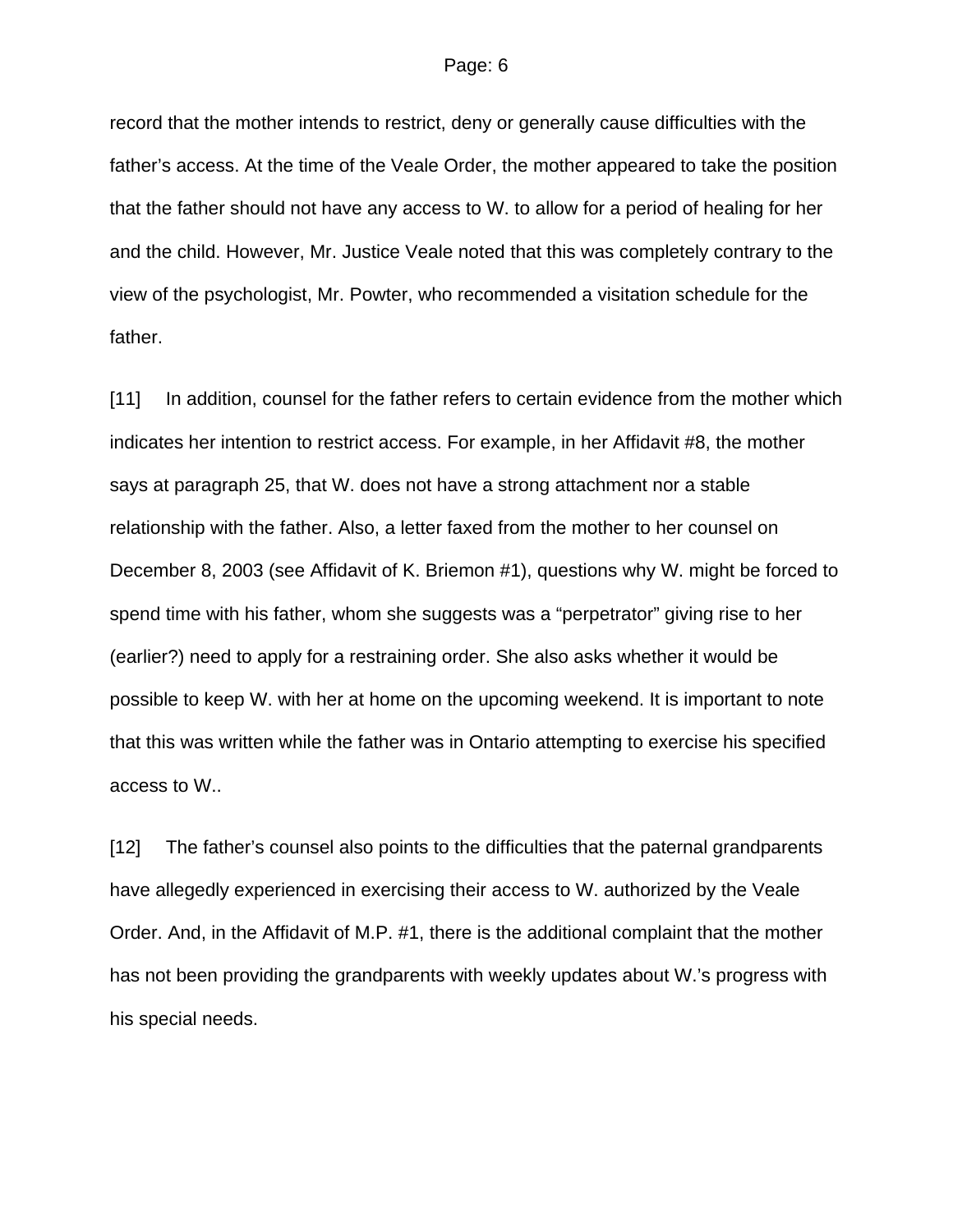record that the mother intends to restrict, deny or generally cause difficulties with the father's access. At the time of the Veale Order, the mother appeared to take the position that the father should not have any access to W. to allow for a period of healing for her and the child. However, Mr. Justice Veale noted that this was completely contrary to the view of the psychologist, Mr. Powter, who recommended a visitation schedule for the father.

[11] In addition, counsel for the father refers to certain evidence from the mother which indicates her intention to restrict access. For example, in her Affidavit #8, the mother says at paragraph 25, that W. does not have a strong attachment nor a stable relationship with the father. Also, a letter faxed from the mother to her counsel on December 8, 2003 (see Affidavit of K. Briemon #1), questions why W. might be forced to spend time with his father, whom she suggests was a "perpetrator" giving rise to her (earlier?) need to apply for a restraining order. She also asks whether it would be possible to keep W. with her at home on the upcoming weekend. It is important to note that this was written while the father was in Ontario attempting to exercise his specified access to W..

[12] The father's counsel also points to the difficulties that the paternal grandparents have allegedly experienced in exercising their access to W. authorized by the Veale Order. And, in the Affidavit of M.P. #1, there is the additional complaint that the mother has not been providing the grandparents with weekly updates about W.'s progress with his special needs.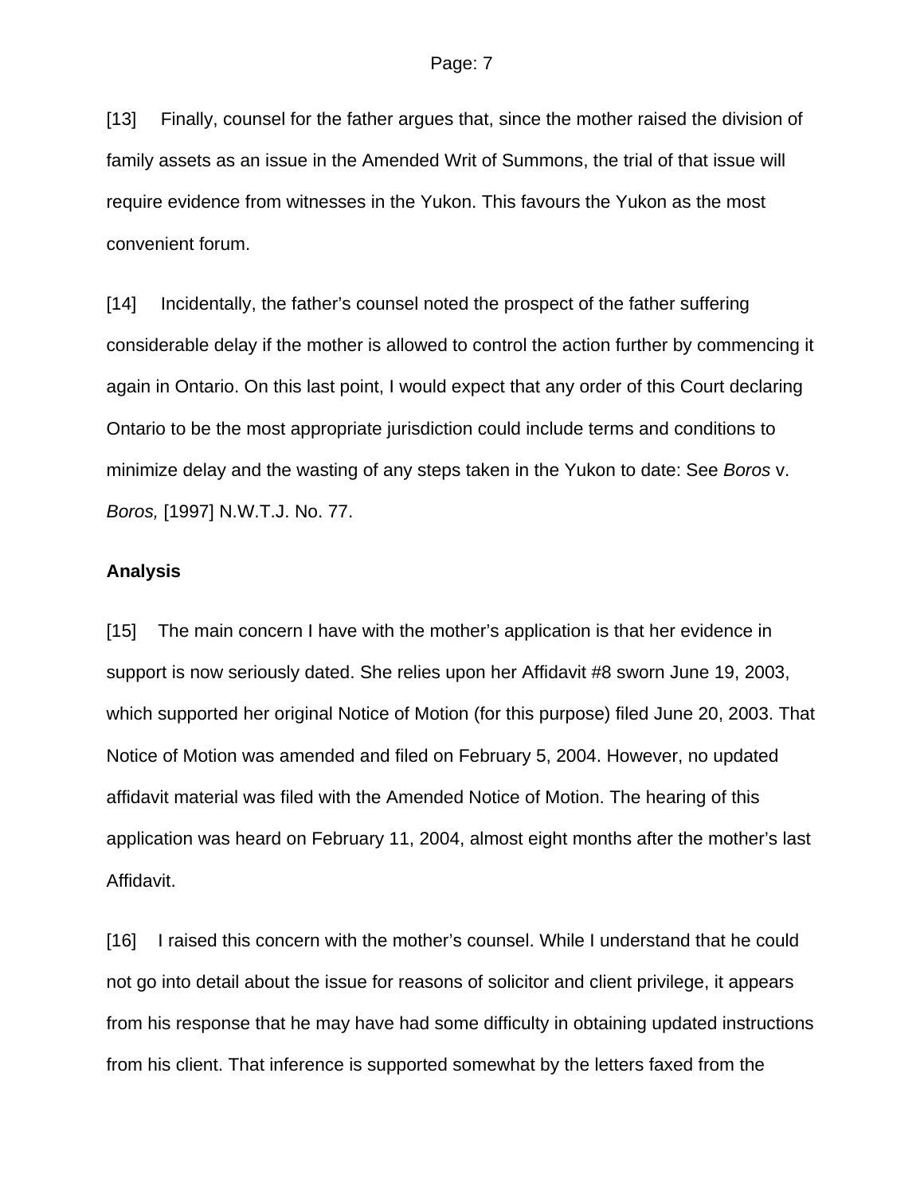[13] Finally, counsel for the father argues that, since the mother raised the division of family assets as an issue in the Amended Writ of Summons, the trial of that issue will require evidence from witnesses in the Yukon. This favours the Yukon as the most convenient forum.

[14] Incidentally, the father's counsel noted the prospect of the father suffering considerable delay if the mother is allowed to control the action further by commencing it again in Ontario. On this last point, I would expect that any order of this Court declaring Ontario to be the most appropriate jurisdiction could include terms and conditions to minimize delay and the wasting of any steps taken in the Yukon to date: See *Boros* v. *Boros,* [1997] N.W.T.J. No. 77.

**Analysis**

[15] The main concern I have with the mother's application is that her evidence in support is now seriously dated. She relies upon her Affidavit #8 sworn June 19, 2003, which supported her original Notice of Motion (for this purpose) filed June 20, 2003. That Notice of Motion was amended and filed on February 5, 2004. However, no updated affidavit material was filed with the Amended Notice of Motion. The hearing of this application was heard on February 11, 2004, almost eight months after the mother's last Affidavit.

[16] I raised this concern with the mother's counsel. While I understand that he could not go into detail about the issue for reasons of solicitor and client privilege, it appears from his response that he may have had some difficulty in obtaining updated instructions from his client. That inference is supported somewhat by the letters faxed from the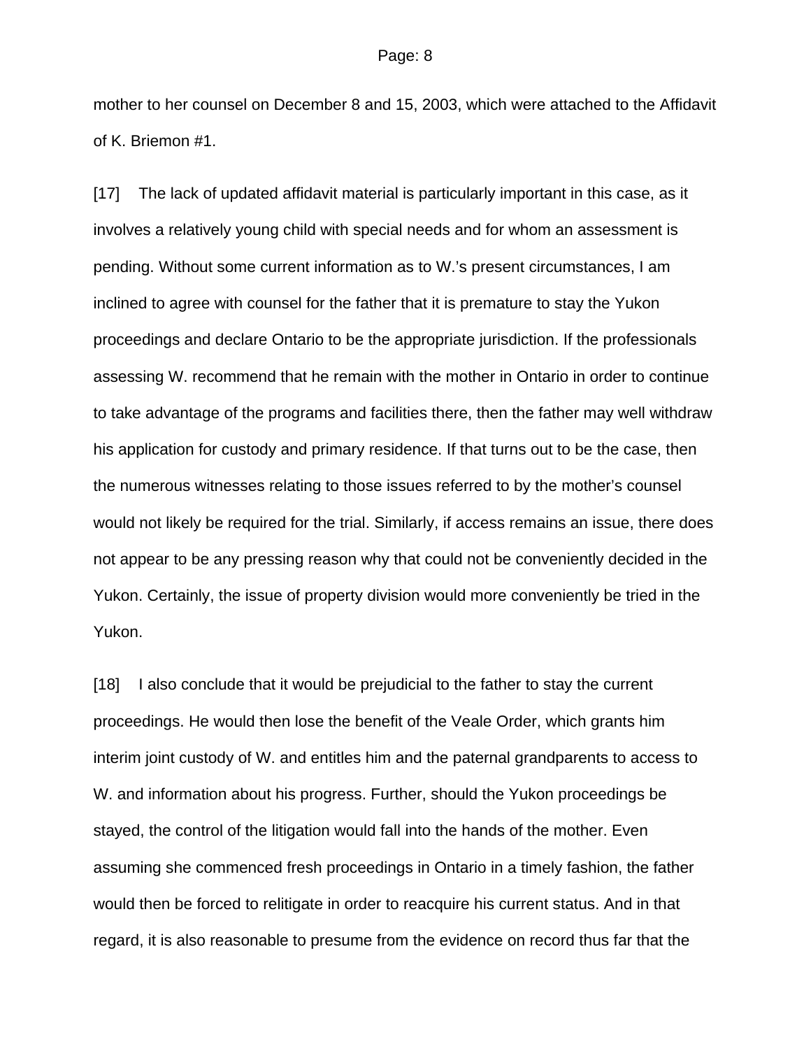mother to her counsel on December 8 and 15, 2003, which were attached to the Affidavit of K. Briemon #1.

[17] The lack of updated affidavit material is particularly important in this case, as it involves a relatively young child with special needs and for whom an assessment is pending. Without some current information as to W.'s present circumstances, I am inclined to agree with counsel for the father that it is premature to stay the Yukon proceedings and declare Ontario to be the appropriate jurisdiction. If the professionals assessing W. recommend that he remain with the mother in Ontario in order to continue to take advantage of the programs and facilities there, then the father may well withdraw his application for custody and primary residence. If that turns out to be the case, then the numerous witnesses relating to those issues referred to by the mother's counsel would not likely be required for the trial. Similarly, if access remains an issue, there does not appear to be any pressing reason why that could not be conveniently decided in the Yukon. Certainly, the issue of property division would more conveniently be tried in the Yukon.

[18] I also conclude that it would be prejudicial to the father to stay the current proceedings. He would then lose the benefit of the Veale Order, which grants him interim joint custody of W. and entitles him and the paternal grandparents to access to W. and information about his progress. Further, should the Yukon proceedings be stayed, the control of the litigation would fall into the hands of the mother. Even assuming she commenced fresh proceedings in Ontario in a timely fashion, the father would then be forced to relitigate in order to reacquire his current status. And in that regard, it is also reasonable to presume from the evidence on record thus far that the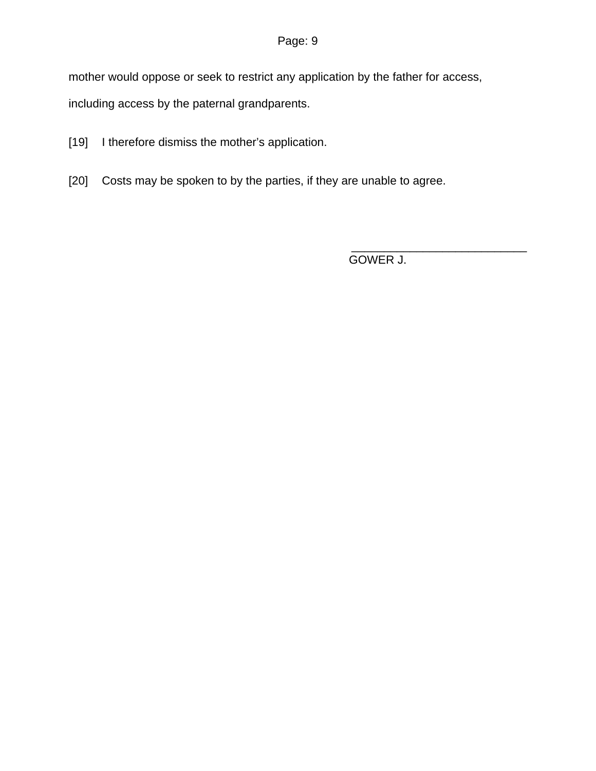mother would oppose or seek to restrict any application by the father for access, including access by the paternal grandparents.

[19] I therefore dismiss the mother's application.

[20] Costs may be spoken to by the parties, if they are unable to agree.

\_\_\_\_\_\_\_\_\_\_\_\_\_\_\_\_\_\_\_\_\_\_\_\_\_\_\_\_

GOWER J.